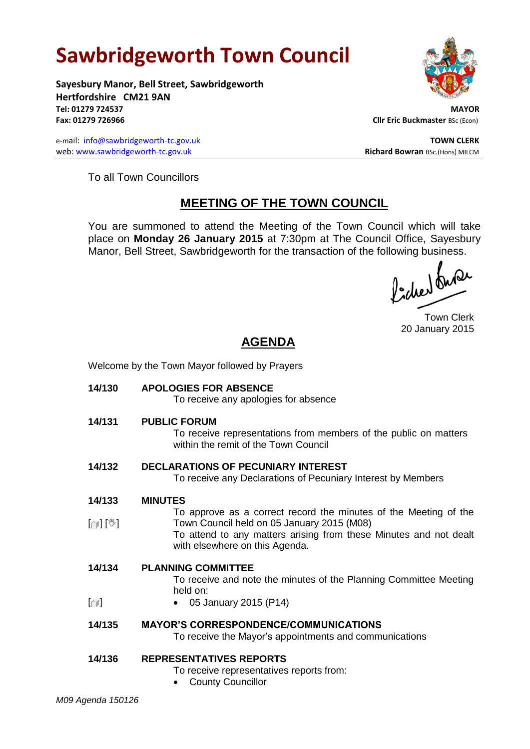# Sawbridgeworth Town Council

**Sayesbury Manor, Bell Street, Sawbridgeworth**
**Hertfordshire CM21 9AN**
**Tel: 01279 724537**
**Fax: 01279 726966**

**MAYOR**
**Cllr Eric Buckmaster** BSc (Econ)

e-mail: info@sawbridgeworth-tc.gov.uk
web: www.sawbridgeworth-tc.gov.uk

**TOWN CLERK**
**Richard Bowran** BSc.(Hons) MILCM

To all Town Councillors

## MEETING OF THE TOWN COUNCIL

You are summoned to attend the Meeting of the Town Council which will take place on **Monday 26 January 2015** at 7:30pm at The Council Office, Sayesbury Manor, Bell Street, Sawbridgeworth for the transaction of the following business.

Town Clerk
20 January 2015

## AGENDA

Welcome by the Town Mayor followed by Prayers

**14/130 APOLOGIES FOR ABSENCE**
To receive any apologies for absence

**14/131 PUBLIC FORUM**
To receive representations from members of the public on matters within the remit of the Town Council

**14/132 DECLARATIONS OF PECUNIARY INTEREST**
To receive any Declarations of Pecuniary Interest by Members

**14/133 MINUTES**
[] [] To approve as a correct record the minutes of the Meeting of the Town Council held on 05 January 2015 (M08)
To attend to any matters arising from these Minutes and not dealt with elsewhere on this Agenda.

**14/134 PLANNING COMMITTEE**
To receive and note the minutes of the Planning Committee Meeting held on:
[]
- 05 January 2015 (P14)

**14/135 MAYOR'S CORRESPONDENCE/COMMUNICATIONS**
To receive the Mayor's appointments and communications

**14/136 REPRESENTATIVES REPORTS**
To receive representatives reports from:
- County Councillor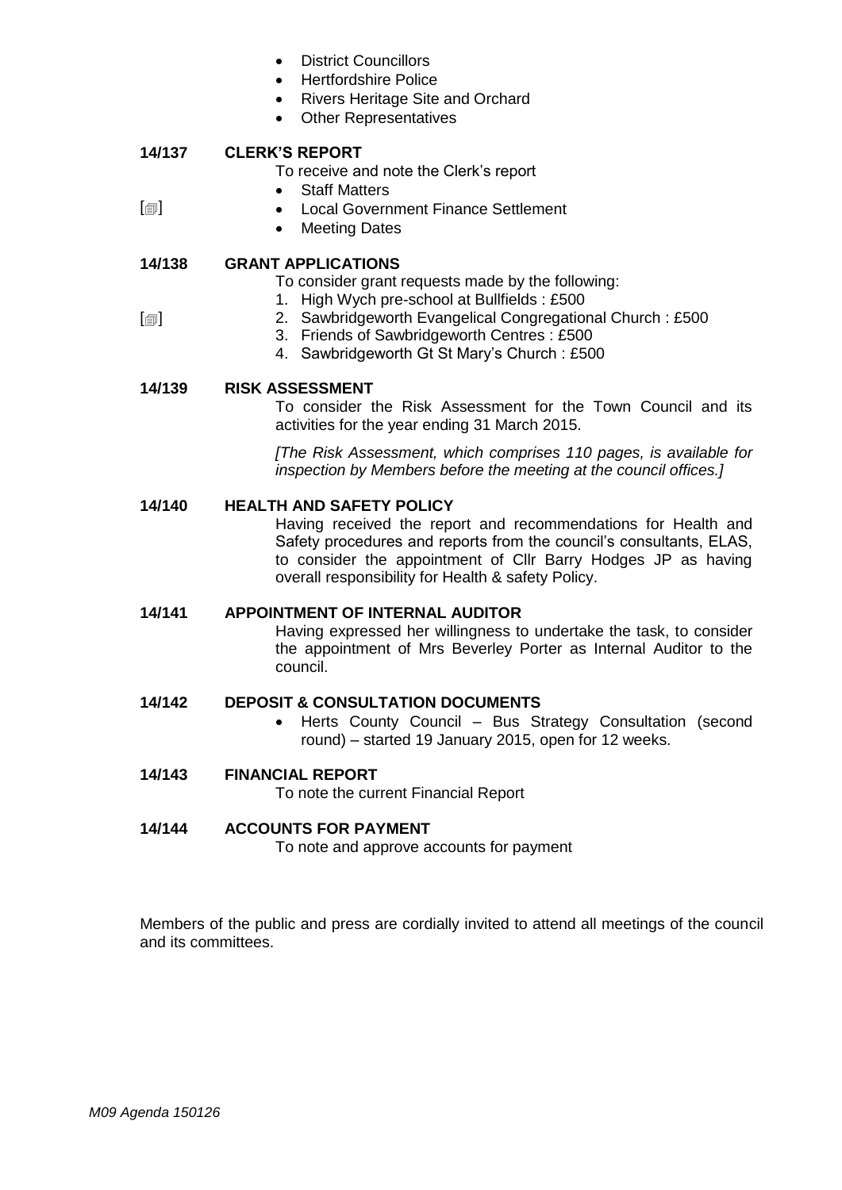- District Councillors
- Hertfordshire Police
- Rivers Heritage Site and Orchard
- Other Representatives

**14/137 CLERK'S REPORT**

To receive and note the Clerk's report

- Staff Matters
- [🗐] Local Government Finance Settlement
- Meeting Dates

**14/138 GRANT APPLICATIONS**

To consider grant requests made by the following: [🗐]

1. High Wych pre-school at Bullfields : £500
2. Sawbridgeworth Evangelical Congregational Church : £500
3. Friends of Sawbridgeworth Centres : £500
4. Sawbridgeworth Gt St Mary's Church : £500

**14/139 RISK ASSESSMENT**

To consider the Risk Assessment for the Town Council and its activities for the year ending 31 March 2015.

*[The Risk Assessment, which comprises 110 pages, is available for inspection by Members before the meeting at the council offices.]*

**14/140 HEALTH AND SAFETY POLICY**

Having received the report and recommendations for Health and Safety procedures and reports from the council's consultants, ELAS, to consider the appointment of Cllr Barry Hodges JP as having overall responsibility for Health & safety Policy.

**14/141 APPOINTMENT OF INTERNAL AUDITOR**

Having expressed her willingness to undertake the task, to consider the appointment of Mrs Beverley Porter as Internal Auditor to the council.

**14/142 DEPOSIT & CONSULTATION DOCUMENTS**

- Herts County Council – Bus Strategy Consultation (second round) – started 19 January 2015, open for 12 weeks.

**14/143 FINANCIAL REPORT**

To note the current Financial Report

**14/144 ACCOUNTS FOR PAYMENT**

To note and approve accounts for payment

Members of the public and press are cordially invited to attend all meetings of the council and its committees.

*M09 Agenda 150126*